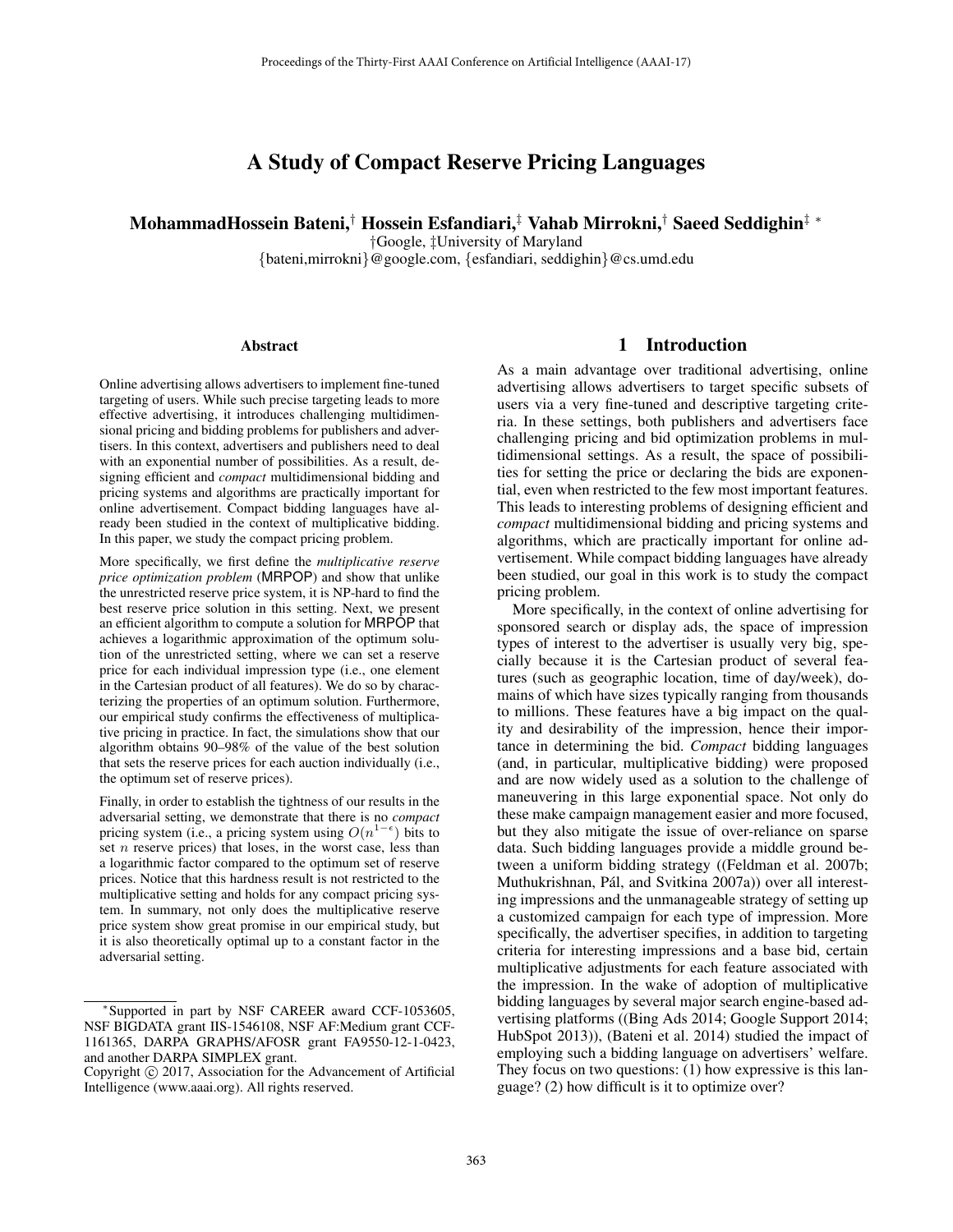# A Study of Compact Reserve Pricing Languages

**MohammadHossein Bateni,[†] Hossein Esfandiari,[‡] Vahab Mirrokni,[†] Saeed Seddighin[‡] [*]**

†Google, ‡University of Maryland

{bateni,mirrokni}@google.com, {esfandiari, seddighin}@cs.umd.edu

### Abstract

Online advertising allows advertisers to implement fine-tuned targeting of users. While such precise targeting leads to more effective advertising, it introduces challenging multidimensional pricing and bidding problems for publishers and advertisers. In this context, advertisers and publishers need to deal with an exponential number of possibilities. As a result, designing efficient and *compact* multidimensional bidding and pricing systems and algorithms are practically important for online advertisement. Compact bidding languages have already been studied in the context of multiplicative bidding. In this paper, we study the compact pricing problem.

More specifically, we first define the *multiplicative reserve price optimization problem* (MRPOP) and show that unlike the unrestricted reserve price system, it is NP-hard to find the best reserve price solution in this setting. Next, we present an efficient algorithm to compute a solution for MRPOP that achieves a logarithmic approximation of the optimum solution of the unrestricted setting, where we can set a reserve price for each individual impression type (i.e., one element in the Cartesian product of all features). We do so by characterizing the properties of an optimum solution. Furthermore, our empirical study confirms the effectiveness of multiplicative pricing in practice. In fact, the simulations show that our algorithm obtains 90–98% of the value of the best solution that sets the reserve prices for each auction individually (i.e., the optimum set of reserve prices).

Finally, in order to establish the tightness of our results in the adversarial setting, we demonstrate that there is no *compact* pricing system (i.e., a pricing system using $O(n^{1-\epsilon})$ bits to set $n$ reserve prices) that loses, in the worst case, less than a logarithmic factor compared to the optimum set of reserve prices. Notice that this hardness result is not restricted to the multiplicative setting and holds for any compact pricing system. In summary, not only does the multiplicative reserve price system show great promise in our empirical study, but it is also theoretically optimal up to a constant factor in the adversarial setting.

## 1 Introduction

As a main advantage over traditional advertising, online advertising allows advertisers to target specific subsets of users via a very fine-tuned and descriptive targeting criteria. In these settings, both publishers and advertisers face challenging pricing and bid optimization problems in multidimensional settings. As a result, the space of possibilities for setting the price or declaring the bids are exponential, even when restricted to the few most important features. This leads to interesting problems of designing efficient and *compact* multidimensional bidding and pricing systems and algorithms, which are practically important for online advertisement. While compact bidding languages have already been studied, our goal in this work is to study the compact pricing problem.

More specifically, in the context of online advertising for sponsored search or display ads, the space of impression types of interest to the advertiser is usually very big, specially because it is the Cartesian product of several features (such as geographic location, time of day/week), domains of which have sizes typically ranging from thousands to millions. These features have a big impact on the quality and desirability of the impression, hence their importance in determining the bid. *Compact* bidding languages (and, in particular, multiplicative bidding) were proposed and are now widely used as a solution to the challenge of maneuvering in this large exponential space. Not only do these make campaign management easier and more focused, but they also mitigate the issue of over-reliance on sparse data. Such bidding languages provide a middle ground between a uniform bidding strategy ((Feldman et al. 2007b; Muthukrishnan, Pál, and Svitkina 2007a)) over all interesting impressions and the unmanageable strategy of setting up a customized campaign for each type of impression. More specifically, the advertiser specifies, in addition to targeting criteria for interesting impressions and a base bid, certain multiplicative adjustments for each feature associated with the impression. In the wake of adoption of multiplicative bidding languages by several major search engine-based advertising platforms ((Bing Ads 2014; Google Support 2014; HubSpot 2013)), (Bateni et al. 2014) studied the impact of employing such a bidding language on advertisers' welfare. They focus on two questions: (1) how expressive is this language? (2) how difficult is it to optimize over?

---

[*] Supported in part by NSF CAREER award CCF-1053605, NSF BIGDATA grant IIS-1546108, NSF AF:Medium grant CCF-1161365, DARPA GRAPHS/AFOSR grant FA9550-12-1-0423, and another DARPA SIMPLEX grant.

Copyright © 2017, Association for the Advancement of Artificial Intelligence (www.aaai.org). All rights reserved.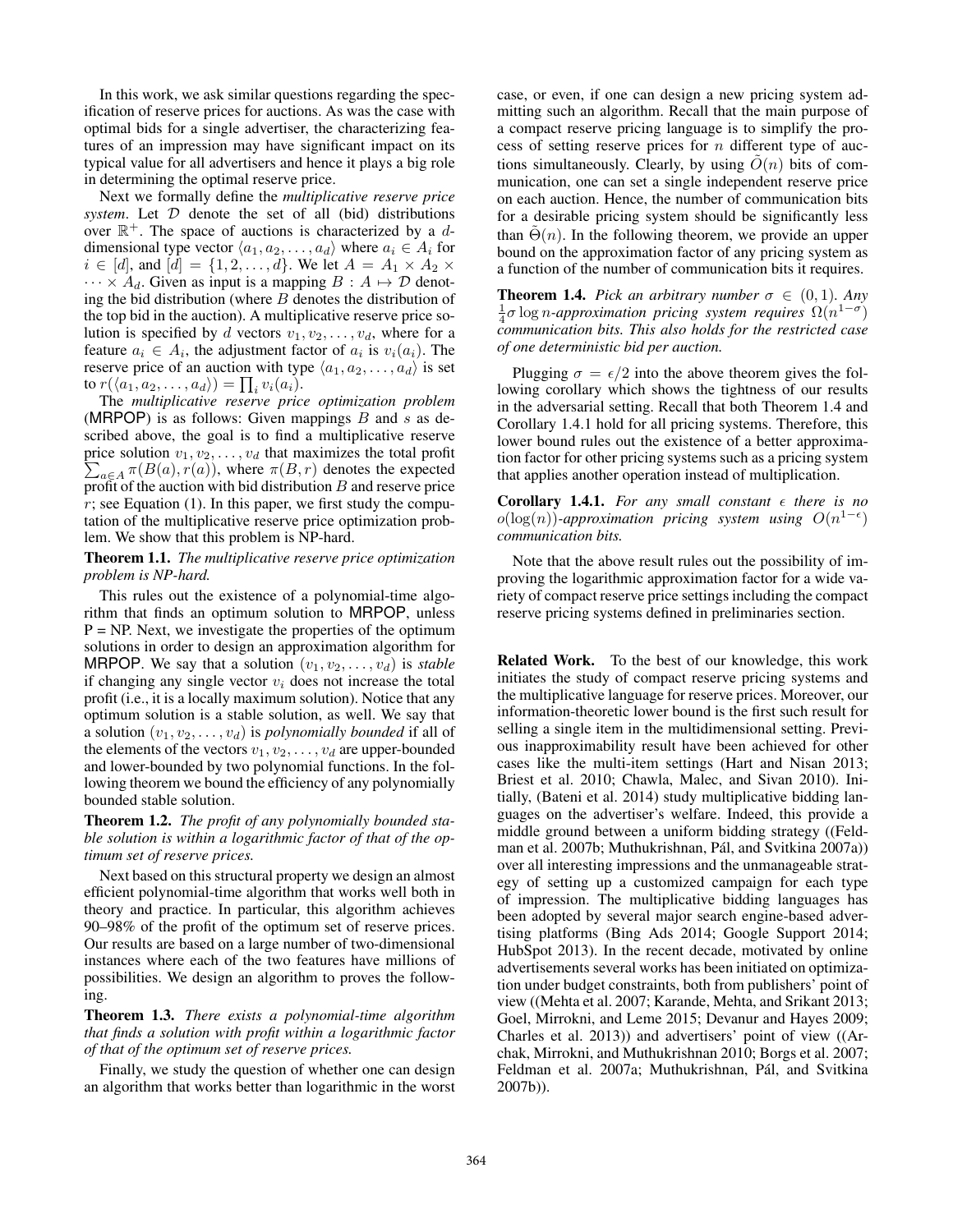In this work, we ask similar questions regarding the specification of reserve prices for auctions. As was the case with optimal bids for a single advertiser, the characterizing features of an impression may have significant impact on its typical value for all advertisers and hence it plays a big role in determining the optimal reserve price.

Next we formally define the *multiplicative reserve price system*. Let $\mathcal{D}$ denote the set of all (bid) distributions over $\mathbb{R}^+$. The space of auctions is characterized by a $d$-dimensional type vector $\langle a_1, a_2, \ldots, a_d \rangle$ where $a_i \in A_i$ for $i \in [d]$, and $[d] = \{1, 2, \ldots, d\}$. We let $A = A_1 \times A_2 \times \cdots \times A_d$. Given as input is a mapping $B : A \mapsto \mathcal{D}$ denoting the bid distribution (where $B$ denotes the distribution of the top bid in the auction). A multiplicative reserve price solution is specified by $d$ vectors $v_1, v_2, \ldots, v_d$, where for a feature $a_i \in A_i$, the adjustment factor of $a_i$ is $v_i(a_i)$. The reserve price of an auction with type $\langle a_1, a_2, \ldots, a_d \rangle$ is set to $r(\langle a_1, a_2, \ldots, a_d \rangle) = \prod_i v_i(a_i)$.

The *multiplicative reserve price optimization problem* (MRPOP) is as follows: Given mappings $B$ and $s$ as described above, the goal is to find a multiplicative reserve price solution $v_1, v_2, \ldots, v_d$ that maximizes the total profit $\sum_{a \in A} \pi(B(a), r(a))$, where $\pi(B, r)$ denotes the expected profit of the auction with bid distribution $B$ and reserve price $r$; see Equation (1). In this paper, we first study the computation of the multiplicative reserve price optimization problem. We show that this problem is NP-hard.

**Theorem 1.1.** *The multiplicative reserve price optimization problem is NP-hard.*

This rules out the existence of a polynomial-time algorithm that finds an optimum solution to MRPOP, unless P = NP. Next, we investigate the properties of the optimum solutions in order to design an approximation algorithm for MRPOP. We say that a solution $(v_1, v_2, \ldots, v_d)$ is *stable* if changing any single vector $v_i$ does not increase the total profit (i.e., it is a locally maximum solution). Notice that any optimum solution is a stable solution, as well. We say that a solution $(v_1, v_2, \ldots, v_d)$ is *polynomially bounded* if all of the elements of the vectors $v_1, v_2, \ldots, v_d$ are upper-bounded and lower-bounded by two polynomial functions. In the following theorem we bound the efficiency of any polynomially bounded stable solution.

**Theorem 1.2.** *The profit of any polynomially bounded stable solution is within a logarithmic factor of that of the optimum set of reserve prices.*

Next based on this structural property we design an almost efficient polynomial-time algorithm that works well both in theory and practice. In particular, this algorithm achieves 90–98% of the profit of the optimum set of reserve prices. Our results are based on a large number of two-dimensional instances where each of the two features have millions of possibilities. We design an algorithm to proves the following.

**Theorem 1.3.** *There exists a polynomial-time algorithm that finds a solution with profit within a logarithmic factor of that of the optimum set of reserve prices.*

Finally, we study the question of whether one can design an algorithm that works better than logarithmic in the worst case, or even, if one can design a new pricing system admitting such an algorithm. Recall that the main purpose of a compact reserve pricing language is to simplify the process of setting reserve prices for $n$ different type of auctions simultaneously. Clearly, by using $\tilde{O}(n)$ bits of communication, one can set a single independent reserve price on each auction. Hence, the number of communication bits for a desirable pricing system should be significantly less than $\tilde{\Theta}(n)$. In the following theorem, we provide an upper bound on the approximation factor of any pricing system as a function of the number of communication bits it requires.

**Theorem 1.4.** *Pick an arbitrary number $\sigma \in (0, 1)$. Any $\frac{1}{4}\sigma \log n$-approximation pricing system requires $\Omega(n^{1-\sigma})$ communication bits. This also holds for the restricted case of one deterministic bid per auction.*

Plugging $\sigma = \epsilon/2$ into the above theorem gives the following corollary which shows the tightness of our results in the adversarial setting. Recall that both Theorem 1.4 and Corollary 1.4.1 hold for all pricing systems. Therefore, this lower bound rules out the existence of a better approximation factor for other pricing systems such as a pricing system that applies another operation instead of multiplication.

**Corollary 1.4.1.** *For any small constant $\epsilon$ there is no $o(\log(n))$-approximation pricing system using $O(n^{1-\epsilon})$ communication bits.*

Note that the above result rules out the possibility of improving the logarithmic approximation factor for a wide variety of compact reserve price settings including the compact reserve pricing systems defined in preliminaries section.

**Related Work.** To the best of our knowledge, this work initiates the study of compact reserve pricing systems and the multiplicative language for reserve prices. Moreover, our information-theoretic lower bound is the first such result for selling a single item in the multidimensional setting. Previous inapproximability result have been achieved for other cases like the multi-item settings (Hart and Nisan 2013; Briest et al. 2010; Chawla, Malec, and Sivan 2010). Initially, (Bateni et al. 2014) study multiplicative bidding languages on the advertiser's welfare. Indeed, this provide a middle ground between a uniform bidding strategy ((Feldman et al. 2007b; Muthukrishnan, Pál, and Svitkina 2007a)) over all interesting impressions and the unmanageable strategy of setting up a customized campaign for each type of impression. The multiplicative bidding languages has been adopted by several major search engine-based advertising platforms (Bing Ads 2014; Google Support 2014; HubSpot 2013). In the recent decade, motivated by online advertisements several works has been initiated on optimization under budget constraints, both from publishers' point of view ((Mehta et al. 2007; Karande, Mehta, and Srikant 2013; Goel, Mirrokni, and Leme 2015; Devanur and Hayes 2009; Charles et al. 2013)) and advertisers' point of view ((Archak, Mirrokni, and Muthukrishnan 2010; Borgs et al. 2007; Feldman et al. 2007a; Muthukrishnan, Pál, and Svitkina 2007b)).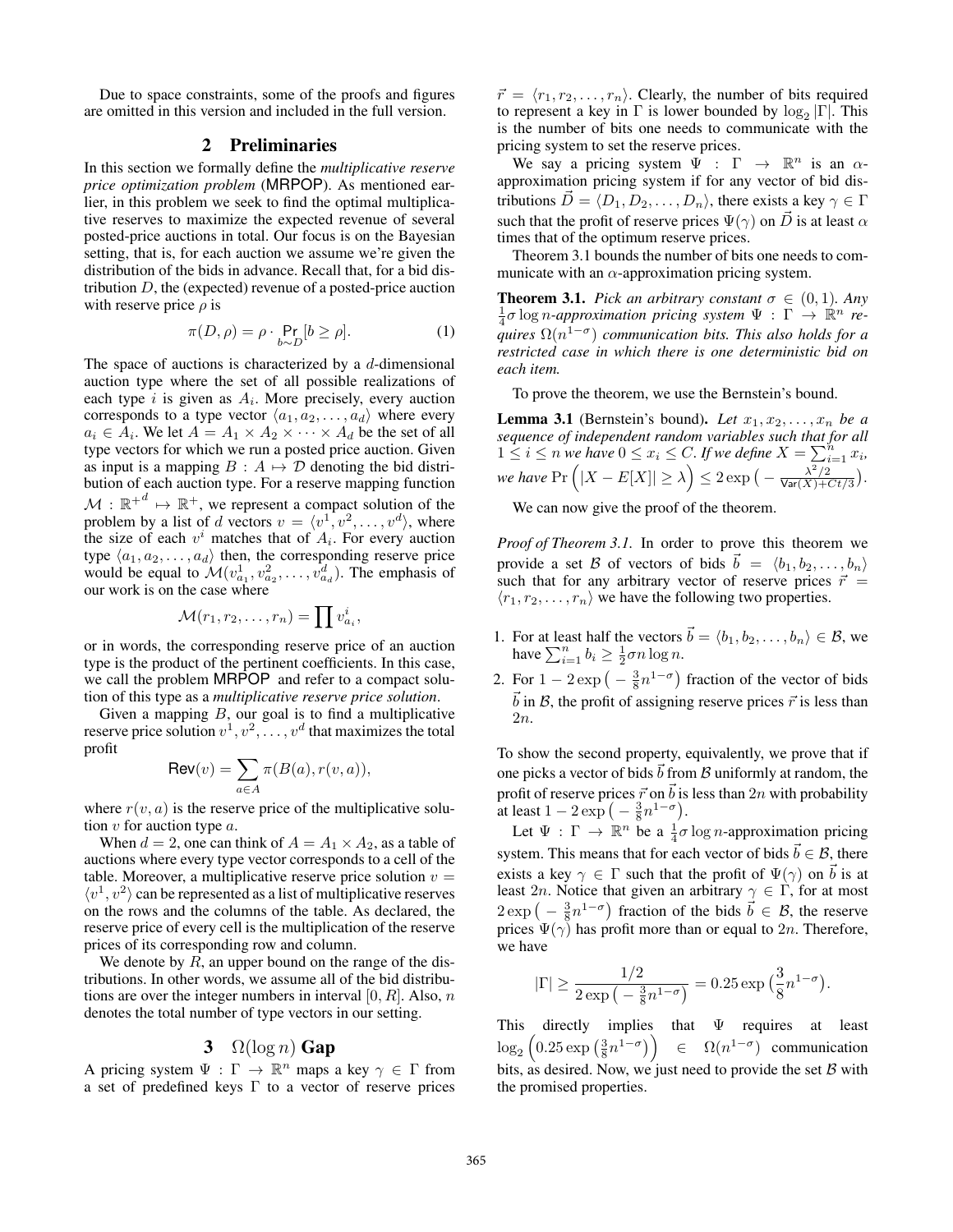Due to space constraints, some of the proofs and figures are omitted in this version and included in the full version.

## 2 Preliminaries

In this section we formally define the *multiplicative reserve price optimization problem* (MRPOP). As mentioned earlier, in this problem we seek to find the optimal multiplicative reserves to maximize the expected revenue of several posted-price auctions in total. Our focus is on the Bayesian setting, that is, for each auction we assume we're given the distribution of the bids in advance. Recall that, for a bid distribution $D$, the (expected) revenue of a posted-price auction with reserve price $\rho$ is

$$\pi(D, \rho) = \rho \cdot \Pr_{b \sim D}[b \geq \rho]. \tag{1}$$

The space of auctions is characterized by a $d$-dimensional auction type where the set of all possible realizations of each type $i$ is given as $A_i$. More precisely, every auction corresponds to a type vector $\langle a_1, a_2, \ldots, a_d \rangle$ where every $a_i \in A_i$. We let $A = A_1 \times A_2 \times \cdots \times A_d$ be the set of all type vectors for which we run a posted price auction. Given as input is a mapping $B : A \mapsto \mathcal{D}$ denoting the bid distribution of each auction type. For a reserve mapping function $\mathcal{M} : {\mathbb{R}^+}^d \mapsto \mathbb{R}^+$, we represent a compact solution of the problem by a list of $d$ vectors $v = \langle v^1, v^2, \ldots, v^d \rangle$, where the size of each $v^i$ matches that of $A_i$. For every auction type $\langle a_1, a_2, \ldots, a_d \rangle$ then, the corresponding reserve price would be equal to $\mathcal{M}(v^1_{a_1}, v^2_{a_2}, \ldots, v^d_{a_d})$. The emphasis of our work is on the case where

$$\mathcal{M}(r_1, r_2, \ldots, r_n) = \prod v^i_{a_i},$$

or in words, the corresponding reserve price of an auction type is the product of the pertinent coefficients. In this case, we call the problem MRPOP and refer to a compact solution of this type as a *multiplicative reserve price solution*.

Given a mapping $B$, our goal is to find a multiplicative reserve price solution $v^1, v^2, \ldots, v^d$ that maximizes the total profit

$$\mathsf{Rev}(v) = \sum_{a \in A} \pi(B(a), r(v, a)),$$

where $r(v, a)$ is the reserve price of the multiplicative solution $v$ for auction type $a$.

When $d = 2$, one can think of $A = A_1 \times A_2$, as a table of auctions where every type vector corresponds to a cell of the table. Moreover, a multiplicative reserve price solution $v = \langle v^1, v^2 \rangle$ can be represented as a list of multiplicative reserves on the rows and the columns of the table. As declared, the reserve price of every cell is the multiplication of the reserve prices of its corresponding row and column.

We denote by $R$, an upper bound on the range of the distributions. In other words, we assume all of the bid distributions are over the integer numbers in interval $[0, R]$. Also, $n$ denotes the total number of type vectors in our setting.

## 3 $\Omega(\log n)$ Gap

A pricing system $\Psi : \Gamma \to \mathbb{R}^n$ maps a key $\gamma \in \Gamma$ from a set of predefined keys $\Gamma$ to a vector of reserve prices $\vec{r} = \langle r_1, r_2, \ldots, r_n \rangle$. Clearly, the number of bits required to represent a key in $\Gamma$ is lower bounded by $\log_2 |\Gamma|$. This is the number of bits one needs to communicate with the pricing system to set the reserve prices.

We say a pricing system $\Psi : \Gamma \to \mathbb{R}^n$ is an $\alpha$-approximation pricing system if for any vector of bid distributions $\vec{D} = \langle D_1, D_2, \ldots, D_n \rangle$, there exists a key $\gamma \in \Gamma$ such that the profit of reserve prices $\Psi(\gamma)$ on $\vec{D}$ is at least $\alpha$ times that of the optimum reserve prices.

Theorem 3.1 bounds the number of bits one needs to communicate with an $\alpha$-approximation pricing system.

**Theorem 3.1.** *Pick an arbitrary constant $\sigma \in (0, 1)$. Any $\frac{1}{4}\sigma \log n$-approximation pricing system $\Psi : \Gamma \to \mathbb{R}^n$ requires $\Omega(n^{1-\sigma})$ communication bits. This also holds for a restricted case in which there is one deterministic bid on each item.*

To prove the theorem, we use the Bernstein's bound.

**Lemma 3.1** (Bernstein's bound). *Let $x_1, x_2, \ldots, x_n$ be a sequence of independent random variables such that for all $1 \leq i \leq n$ we have $0 \leq x_i \leq C$. If we define $X = \sum_{i=1}^{n} x_i$, we have $\Pr\Big(|X - E[X]| \geq \lambda\Big) \leq 2\exp\big(-\frac{\lambda^2/2}{\mathsf{Var}(X) + Ct/3}\big)$.*

We can now give the proof of the theorem.

*Proof of Theorem 3.1.* In order to prove this theorem we provide a set $\mathcal{B}$ of vectors of bids $\vec{b} = \langle b_1, b_2, \ldots, b_n \rangle$ such that for any arbitrary vector of reserve prices $\vec{r} = \langle r_1, r_2, \ldots, r_n \rangle$ we have the following two properties.

1. For at least half the vectors $\vec{b} = \langle b_1, b_2, \ldots, b_n \rangle \in \mathcal{B}$, we have $\sum_{i=1}^{n} b_i \geq \frac{1}{2}\sigma n \log n$.
2. For $1 - 2\exp\big(-\frac{3}{8}n^{1-\sigma}\big)$ fraction of the vector of bids $\vec{b}$ in $\mathcal{B}$, the profit of assigning reserve prices $\vec{r}$ is less than $2n$.

To show the second property, equivalently, we prove that if one picks a vector of bids $\vec{b}$ from $\mathcal{B}$ uniformly at random, the profit of reserve prices $\vec{r}$ on $\vec{b}$ is less than $2n$ with probability at least $1 - 2\exp\big(-\frac{3}{8}n^{1-\sigma}\big)$.

Let $\Psi : \Gamma \to \mathbb{R}^n$ be a $\frac{1}{4}\sigma \log n$-approximation pricing system. This means that for each vector of bids $\vec{b} \in \mathcal{B}$, there exists a key $\gamma \in \Gamma$ such that the profit of $\Psi(\gamma)$ on $\vec{b}$ is at least $2n$. Notice that given an arbitrary $\gamma \in \Gamma$, for at most $2\exp\big(-\frac{3}{8}n^{1-\sigma}\big)$ fraction of the bids $\vec{b} \in \mathcal{B}$, the reserve prices $\Psi(\gamma)$ has profit more than or equal to $2n$. Therefore, we have

$$|\Gamma| \geq \frac{1/2}{2\exp\big(-\frac{3}{8}n^{1-\sigma}\big)} = 0.25\exp\big(\frac{3}{8}n^{1-\sigma}\big).$$

This directly implies that $\Psi$ requires at least $\log_2\Big(0.25\exp\big(\frac{3}{8}n^{1-\sigma}\big)\Big) \in \Omega(n^{1-\sigma})$ communication bits, as desired. Now, we just need to provide the set $\mathcal{B}$ with the promised properties.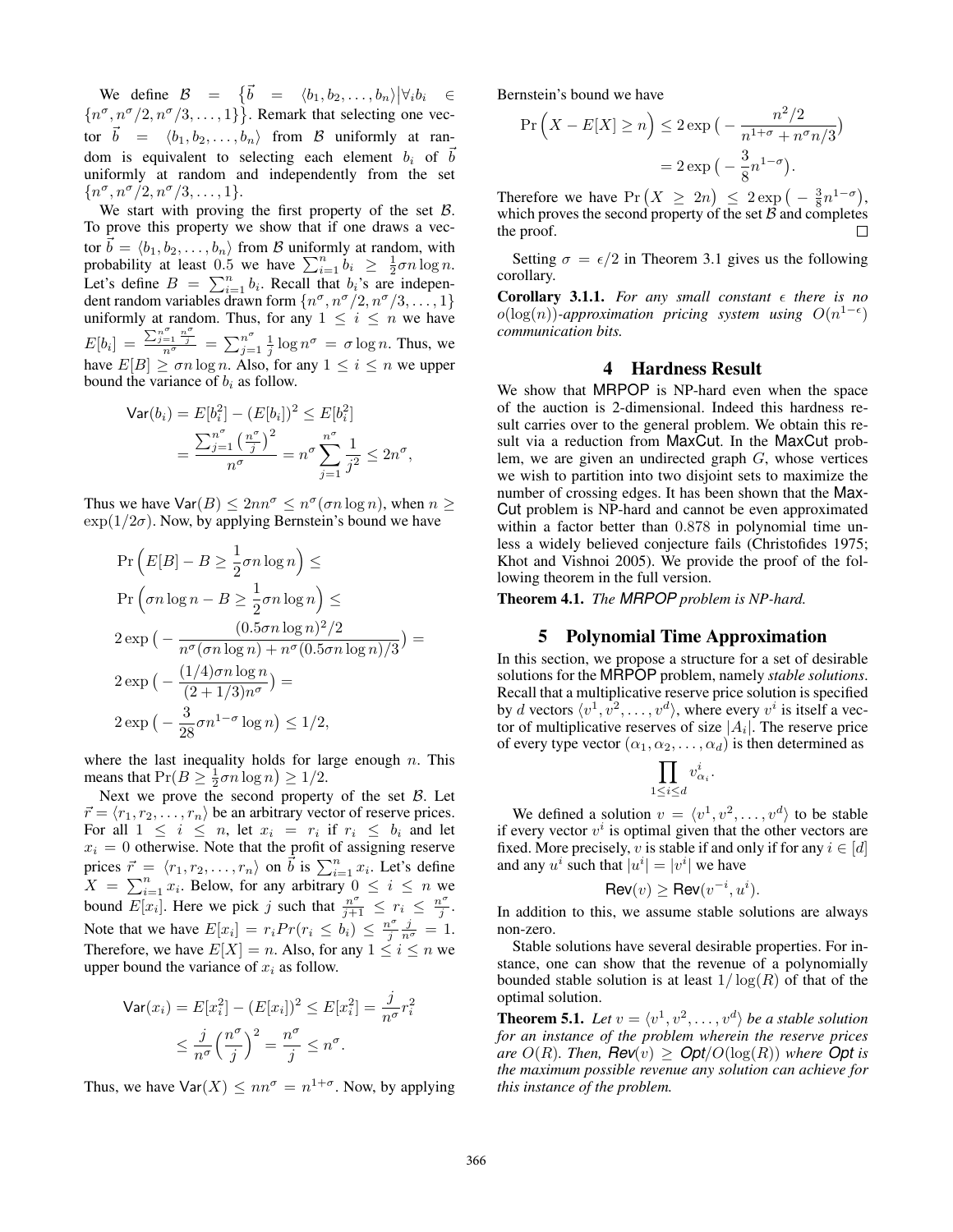We define $\mathcal{B} = \{\vec{b} = \langle b_1, b_2, \ldots, b_n\rangle \big| \forall_i b_i \in \{n^\sigma, n^\sigma/2, n^\sigma/3, \ldots, 1\}\}$. Remark that selecting one vector $\vec{b} = \langle b_1, b_2, \ldots, b_n\rangle$ from $\mathcal{B}$ uniformly at random is equivalent to selecting each element $b_i$ of $\vec{b}$ uniformly at random and independently from the set $\{n^\sigma, n^\sigma/2, n^\sigma/3, \ldots, 1\}$.

We start with proving the first property of the set $\mathcal{B}$. To prove this property we show that if one draws a vector $\vec{b} = \langle b_1, b_2, \ldots, b_n\rangle$ from $\mathcal{B}$ uniformly at random, with probability at least 0.5 we have $\sum_{i=1}^n b_i \geq \frac{1}{2}\sigma n \log n$. Let's define $B = \sum_{i=1}^n b_i$. Recall that $b_i$'s are independent random variables drawn form $\{n^\sigma, n^\sigma/2, n^\sigma/3, \ldots, 1\}$ uniformly at random. Thus, for any $1 \leq i \leq n$ we have $E[b_i] = \frac{\sum_{j=1}^{n^\sigma} \frac{n^\sigma}{j}}{n^\sigma} = \sum_{j=1}^{n^\sigma} \frac{1}{j} \log n^\sigma = \sigma \log n$. Thus, we have $E[B] \geq \sigma n \log n$. Also, for any $1 \leq i \leq n$ we upper bound the variance of $b_i$ as follow.

$$\begin{aligned}\mathsf{Var}(b_i) = E[b_i^2] - (E[b_i])^2 \leq E[b_i^2] \\ = \frac{\sum_{j=1}^{n^\sigma} \left(\frac{n^\sigma}{j}\right)^2}{n^\sigma} = n^\sigma \sum_{j=1}^{n^\sigma} \frac{1}{j^2} \leq 2n^\sigma,\end{aligned}$$

Thus we have $\mathsf{Var}(B) \leq 2nn^\sigma \leq n^\sigma(\sigma n \log n)$, when $n \geq \exp(1/2\sigma)$. Now, by applying Bernstein's bound we have

$$\begin{aligned}&\Pr\Big(E[B] - B \geq \frac{1}{2}\sigma n \log n\Big) \leq \\ &\Pr\Big(\sigma n \log n - B \geq \frac{1}{2}\sigma n \log n\Big) \leq \\ &2\exp\big(-\frac{(0.5\sigma n \log n)^2/2}{n^\sigma(\sigma n \log n) + n^\sigma(0.5\sigma n \log n)/3}\big) = \\ &2\exp\big(-\frac{(1/4)\sigma n \log n}{(2+1/3)n^\sigma}\big) = \\ &2\exp\big(-\frac{3}{28}\sigma n^{1-\sigma}\log n\big) \leq 1/2,\end{aligned}$$

where the last inequality holds for large enough $n$. This means that $\Pr(B \geq \frac{1}{2}\sigma n \log n) \geq 1/2$.

Next we prove the second property of the set $\mathcal{B}$. Let $\vec{r} = \langle r_1, r_2, \ldots, r_n\rangle$ be an arbitrary vector of reserve prices. For all $1 \leq i \leq n$, let $x_i = r_i$ if $r_i \leq b_i$ and let $x_i = 0$ otherwise. Note that the profit of assigning reserve prices $\vec{r} = \langle r_1, r_2, \ldots, r_n\rangle$ on $\vec{b}$ is $\sum_{i=1}^n x_i$. Let's define $X = \sum_{i=1}^n x_i$. Below, for any arbitrary $0 \leq i \leq n$ we bound $E[x_i]$. Here we pick $j$ such that $\frac{n^\sigma}{j+1} \leq r_i \leq \frac{n^\sigma}{j}$. Note that we have $E[x_i] = r_i Pr(r_i \leq b_i) \leq \frac{n^\sigma}{j}\frac{j}{n^\sigma} = 1$. Therefore, we have $E[X] = n$. Also, for any $1 \leq i \leq n$ we upper bound the variance of $x_i$ as follow.

$$\begin{aligned}\mathsf{Var}(x_i) = E[x_i^2] - (E[x_i])^2 \leq E[x_i^2] = \frac{j}{n^\sigma} r_i^2 \\ \leq \frac{j}{n^\sigma}\Big(\frac{n^\sigma}{j}\Big)^2 = \frac{n^\sigma}{j} \leq n^\sigma.\end{aligned}$$

Thus, we have $\mathsf{Var}(X) \leq nn^\sigma = n^{1+\sigma}$. Now, by applying Bernstein's bound we have

$$\begin{aligned}\Pr\Big(X - E[X] \geq n\Big) &\leq 2\exp\big(-\frac{n^2/2}{n^{1+\sigma} + n^\sigma n/3}\big) \\ &= 2\exp\big(-\frac{3}{8}n^{1-\sigma}\big).\end{aligned}$$

Therefore we have $\Pr\big(X \geq 2n\big) \leq 2\exp\big(-\frac{3}{8}n^{1-\sigma}\big)$, which proves the second property of the set $\mathcal{B}$ and completes the proof. □

Setting $\sigma = \epsilon/2$ in Theorem 3.1 gives us the following corollary.

**Corollary 3.1.1.** *For any small constant $\epsilon$ there is no $o(\log(n))$-approximation pricing system using $O(n^{1-\epsilon})$ communication bits.*

## 4 Hardness Result

We show that MRPOP is NP-hard even when the space of the auction is 2-dimensional. Indeed this hardness result carries over to the general problem. We obtain this result via a reduction from MaxCut. In the MaxCut problem, we are given an undirected graph $G$, whose vertices we wish to partition into two disjoint sets to maximize the number of crossing edges. It has been shown that the MaxCut problem is NP-hard and cannot be even approximated within a factor better than 0.878 in polynomial time unless a widely believed conjecture fails (Christofides 1975; Khot and Vishnoi 2005). We provide the proof of the following theorem in the full version.

**Theorem 4.1.** *The MRPOP problem is NP-hard.*

## 5 Polynomial Time Approximation

In this section, we propose a structure for a set of desirable solutions for the MRPOP problem, namely *stable solutions*. Recall that a multiplicative reserve price solution is specified by $d$ vectors $\langle v^1, v^2, \ldots, v^d\rangle$, where every $v^i$ is itself a vector of multiplicative reserves of size $|A_i|$. The reserve price of every type vector $(\alpha_1, \alpha_2, \ldots, \alpha_d)$ is then determined as

$$\prod_{1 \leq i \leq d} v^i_{\alpha_i}.$$

We defined a solution $v = \langle v^1, v^2, \ldots, v^d\rangle$ to be stable if every vector $v^i$ is optimal given that the other vectors are fixed. More precisely, $v$ is stable if and only if for any $i \in [d]$ and any $u^i$ such that $|u^i| = |v^i|$ we have

$$\mathsf{Rev}(v) \geq \mathsf{Rev}(v^{-i}, u^i).$$

In addition to this, we assume stable solutions are always non-zero.

Stable solutions have several desirable properties. For instance, one can show that the revenue of a polynomially bounded stable solution is at least $1/\log(R)$ of that of the optimal solution.

**Theorem 5.1.** *Let $v = \langle v^1, v^2, \ldots, v^d\rangle$ be a stable solution for an instance of the problem wherein the reserve prices are $O(R)$. Then, $\mathsf{Rev}(v) \geq \mathsf{Opt}/O(\log(R))$ where $\mathsf{Opt}$ is the maximum possible revenue any solution can achieve for this instance of the problem.*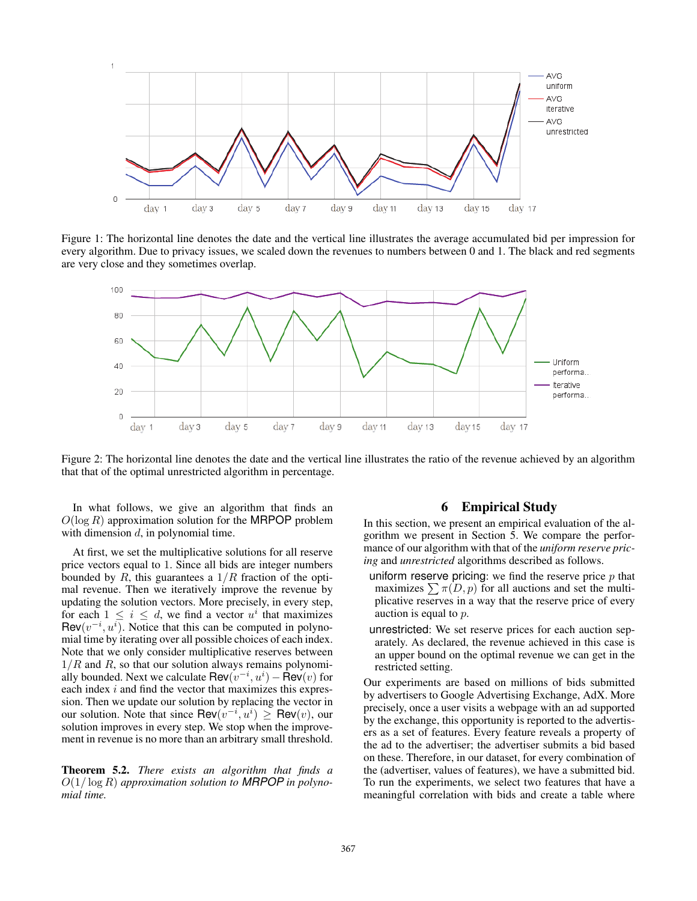Figure 1: The horizontal line denotes the date and the vertical line illustrates the average accumulated bid per impression for every algorithm. Due to privacy issues, we scaled down the revenues to numbers between 0 and 1. The black and red segments are very close and they sometimes overlap.

Figure 2: The horizontal line denotes the date and the vertical line illustrates the ratio of the revenue achieved by an algorithm that that of the optimal unrestricted algorithm in percentage.

In what follows, we give an algorithm that finds an $O(\log R)$ approximation solution for the MRPOP problem with dimension $d$, in polynomial time.

At first, we set the multiplicative solutions for all reserve price vectors equal to 1. Since all bids are integer numbers bounded by $R$, this guarantees a $1/R$ fraction of the optimal revenue. Then we iteratively improve the revenue by updating the solution vectors. More precisely, in every step, for each $1 \leq i \leq d$, we find a vector $u^i$ that maximizes $\mathsf{Rev}(v^{-i}, u^i)$. Notice that this can be computed in polynomial time by iterating over all possible choices of each index. Note that we only consider multiplicative reserves between $1/R$ and $R$, so that our solution always remains polynomially bounded. Next we calculate $\mathsf{Rev}(v^{-i}, u^i) - \mathsf{Rev}(v)$ for each index $i$ and find the vector that maximizes this expression. Then we update our solution by replacing the vector in our solution. Note that since $\mathsf{Rev}(v^{-i}, u^i) \geq \mathsf{Rev}(v)$, our solution improves in every step. We stop when the improvement in revenue is no more than an arbitrary small threshold.

**Theorem 5.2.** *There exists an algorithm that finds a $O(1/\log R)$ approximation solution to MRPOP in polynomial time.*

## 6 Empirical Study

In this section, we present an empirical evaluation of the algorithm we present in Section 5. We compare the performance of our algorithm with that of the *uniform reserve pricing* and *unrestricted* algorithms described as follows.

- uniform reserve pricing: we find the reserve price $p$ that maximizes $\sum \pi(D, p)$ for all auctions and set the multiplicative reserves in a way that the reserve price of every auction is equal to $p$.
- unrestricted: We set reserve prices for each auction separately. As declared, the revenue achieved in this case is an upper bound on the optimal revenue we can get in the restricted setting.

Our experiments are based on millions of bids submitted by advertisers to Google Advertising Exchange, AdX. More precisely, once a user visits a webpage with an ad supported by the exchange, this opportunity is reported to the advertisers as a set of features. Every feature reveals a property of the ad to the advertiser; the advertiser submits a bid based on these. Therefore, in our dataset, for every combination of the (advertiser, values of features), we have a submitted bid. To run the experiments, we select two features that have a meaningful correlation with bids and create a table where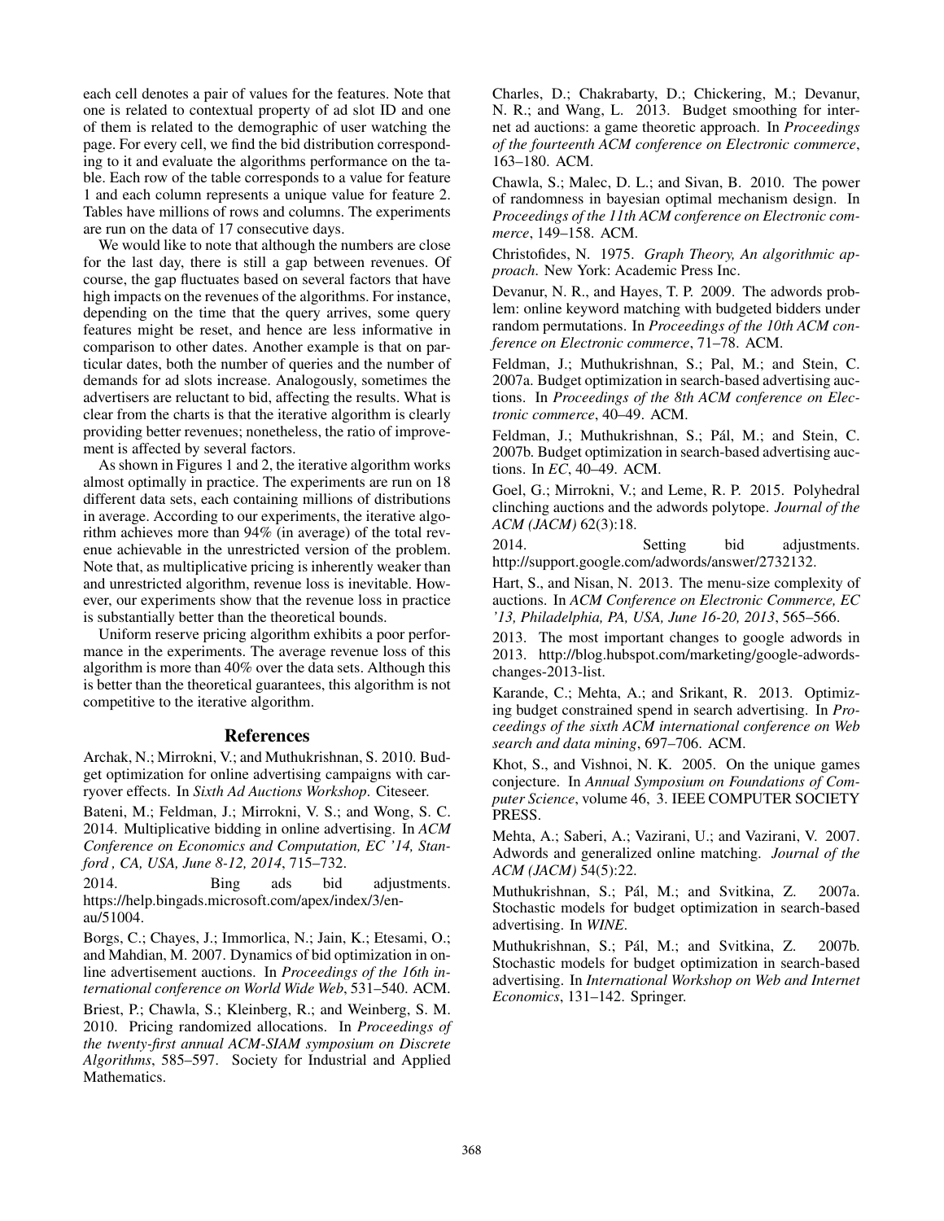each cell denotes a pair of values for the features. Note that one is related to contextual property of ad slot ID and one of them is related to the demographic of user watching the page. For every cell, we find the bid distribution corresponding to it and evaluate the algorithms performance on the table. Each row of the table corresponds to a value for feature 1 and each column represents a unique value for feature 2. Tables have millions of rows and columns. The experiments are run on the data of 17 consecutive days.

We would like to note that although the numbers are close for the last day, there is still a gap between revenues. Of course, the gap fluctuates based on several factors that have high impacts on the revenues of the algorithms. For instance, depending on the time that the query arrives, some query features might be reset, and hence are less informative in comparison to other dates. Another example is that on particular dates, both the number of queries and the number of demands for ad slots increase. Analogously, sometimes the advertisers are reluctant to bid, affecting the results. What is clear from the charts is that the iterative algorithm is clearly providing better revenues; nonetheless, the ratio of improvement is affected by several factors.

As shown in Figures 1 and 2, the iterative algorithm works almost optimally in practice. The experiments are run on 18 different data sets, each containing millions of distributions in average. According to our experiments, the iterative algorithm achieves more than 94% (in average) of the total revenue achievable in the unrestricted version of the problem. Note that, as multiplicative pricing is inherently weaker than and unrestricted algorithm, revenue loss is inevitable. However, our experiments show that the revenue loss in practice is substantially better than the theoretical bounds.

Uniform reserve pricing algorithm exhibits a poor performance in the experiments. The average revenue loss of this algorithm is more than 40% over the data sets. Although this is better than the theoretical guarantees, this algorithm is not competitive to the iterative algorithm.

## References

Archak, N.; Mirrokni, V.; and Muthukrishnan, S. 2010. Budget optimization for online advertising campaigns with carryover effects. In *Sixth Ad Auctions Workshop*. Citeseer.

Bateni, M.; Feldman, J.; Mirrokni, V. S.; and Wong, S. C. 2014. Multiplicative bidding in online advertising. In *ACM Conference on Economics and Computation, EC '14, Stanford , CA, USA, June 8-12, 2014*, 715–732.

2014. Bing ads bid adjustments. https://help.bingads.microsoft.com/apex/index/3/en-au/51004.

Borgs, C.; Chayes, J.; Immorlica, N.; Jain, K.; Etesami, O.; and Mahdian, M. 2007. Dynamics of bid optimization in online advertisement auctions. In *Proceedings of the 16th international conference on World Wide Web*, 531–540. ACM.

Briest, P.; Chawla, S.; Kleinberg, R.; and Weinberg, S. M. 2010. Pricing randomized allocations. In *Proceedings of the twenty-first annual ACM-SIAM symposium on Discrete Algorithms*, 585–597. Society for Industrial and Applied Mathematics.

Charles, D.; Chakrabarty, D.; Chickering, M.; Devanur, N. R.; and Wang, L. 2013. Budget smoothing for internet ad auctions: a game theoretic approach. In *Proceedings of the fourteenth ACM conference on Electronic commerce*, 163–180. ACM.

Chawla, S.; Malec, D. L.; and Sivan, B. 2010. The power of randomness in bayesian optimal mechanism design. In *Proceedings of the 11th ACM conference on Electronic commerce*, 149–158. ACM.

Christofides, N. 1975. *Graph Theory, An algorithmic approach*. New York: Academic Press Inc.

Devanur, N. R., and Hayes, T. P. 2009. The adwords problem: online keyword matching with budgeted bidders under random permutations. In *Proceedings of the 10th ACM conference on Electronic commerce*, 71–78. ACM.

Feldman, J.; Muthukrishnan, S.; Pal, M.; and Stein, C. 2007a. Budget optimization in search-based advertising auctions. In *Proceedings of the 8th ACM conference on Electronic commerce*, 40–49. ACM.

Feldman, J.; Muthukrishnan, S.; Pál, M.; and Stein, C. 2007b. Budget optimization in search-based advertising auctions. In *EC*, 40–49. ACM.

Goel, G.; Mirrokni, V.; and Leme, R. P. 2015. Polyhedral clinching auctions and the adwords polytope. *Journal of the ACM (JACM)* 62(3):18.

2014. Setting bid adjustments. http://support.google.com/adwords/answer/2732132.

Hart, S., and Nisan, N. 2013. The menu-size complexity of auctions. In *ACM Conference on Electronic Commerce, EC '13, Philadelphia, PA, USA, June 16-20, 2013*, 565–566.

2013. The most important changes to google adwords in 2013. http://blog.hubspot.com/marketing/google-adwords-changes-2013-list.

Karande, C.; Mehta, A.; and Srikant, R. 2013. Optimizing budget constrained spend in search advertising. In *Proceedings of the sixth ACM international conference on Web search and data mining*, 697–706. ACM.

Khot, S., and Vishnoi, N. K. 2005. On the unique games conjecture. In *Annual Symposium on Foundations of Computer Science*, volume 46, 3. IEEE COMPUTER SOCIETY PRESS.

Mehta, A.; Saberi, A.; Vazirani, U.; and Vazirani, V. 2007. Adwords and generalized online matching. *Journal of the ACM (JACM)* 54(5):22.

Muthukrishnan, S.; Pál, M.; and Svitkina, Z. 2007a. Stochastic models for budget optimization in search-based advertising. In *WINE*.

Muthukrishnan, S.; Pál, M.; and Svitkina, Z. 2007b. Stochastic models for budget optimization in search-based advertising. In *International Workshop on Web and Internet Economics*, 131–142. Springer.